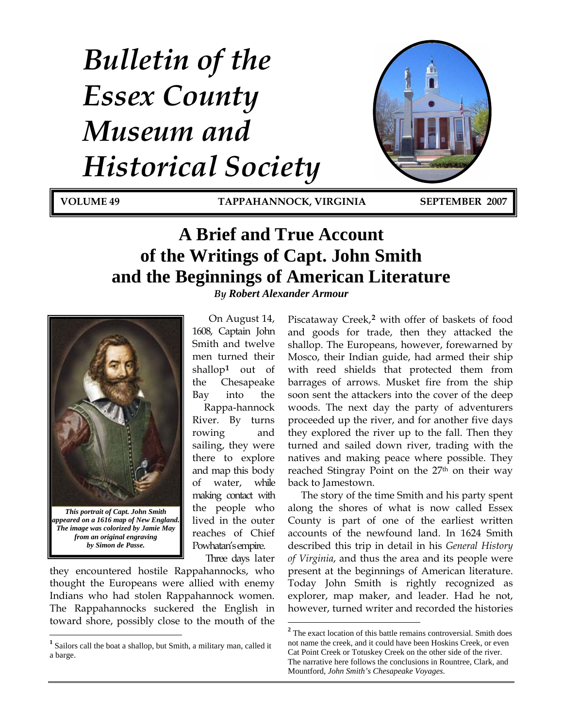# Bulletin of the Essex County Museum and Historical Society

**VOLUME 49** **TAPPAHANNOCK, VIRGINIA** **SEPTEMBER 2007**

# A Brief and True Account of the Writings of Capt. John Smith and the Beginnings of American Literature

***By Robert Alexander Armour***

***This portrait of Capt. John Smith appeared on a 1616 map of New England. The image was colorized by Jamie May from an original engraving by Simon de Passe.***

On August 14, 1608, Captain John Smith and twelve men turned their shallop[1] out of the Chesapeake Bay into the Rappa-hannock River. By turns rowing and sailing, they were there to explore and map this body of water, while making contact with the people who lived in the outer reaches of Chief Powhatan's empire.

Three days later they encountered hostile Rappahannocks, who thought the Europeans were allied with enemy Indians who had stolen Rappahannock women. The Rappahannocks suckered the English in toward shore, possibly close to the mouth of the Piscataway Creek,[2] with offer of baskets of food and goods for trade, then they attacked the shallop. The Europeans, however, forewarned by Mosco, their Indian guide, had armed their ship with reed shields that protected them from barrages of arrows. Musket fire from the ship soon sent the attackers into the cover of the deep woods. The next day the party of adventurers proceeded up the river, and for another five days they explored the river up to the fall. Then they turned and sailed down river, trading with the natives and making peace where possible. They reached Stingray Point on the 27th on their way back to Jamestown.

The story of the time Smith and his party spent along the shores of what is now called Essex County is part of one of the earliest written accounts of the newfound land. In 1624 Smith described this trip in detail in his *General History of Virginia*, and thus the area and its people were present at the beginnings of American literature. Today John Smith is rightly recognized as explorer, map maker, and leader. Had he not, however, turned writer and recorded the histories

---

[1] Sailors call the boat a shallop, but Smith, a military man, called it a barge.

[2] The exact location of this battle remains controversial. Smith does not name the creek, and it could have been Hoskins Creek, or even Cat Point Creek or Totuskey Creek on the other side of the river. The narrative here follows the conclusions in Rountree, Clark, and Mountford, *John Smith's Chesapeake Voyages*.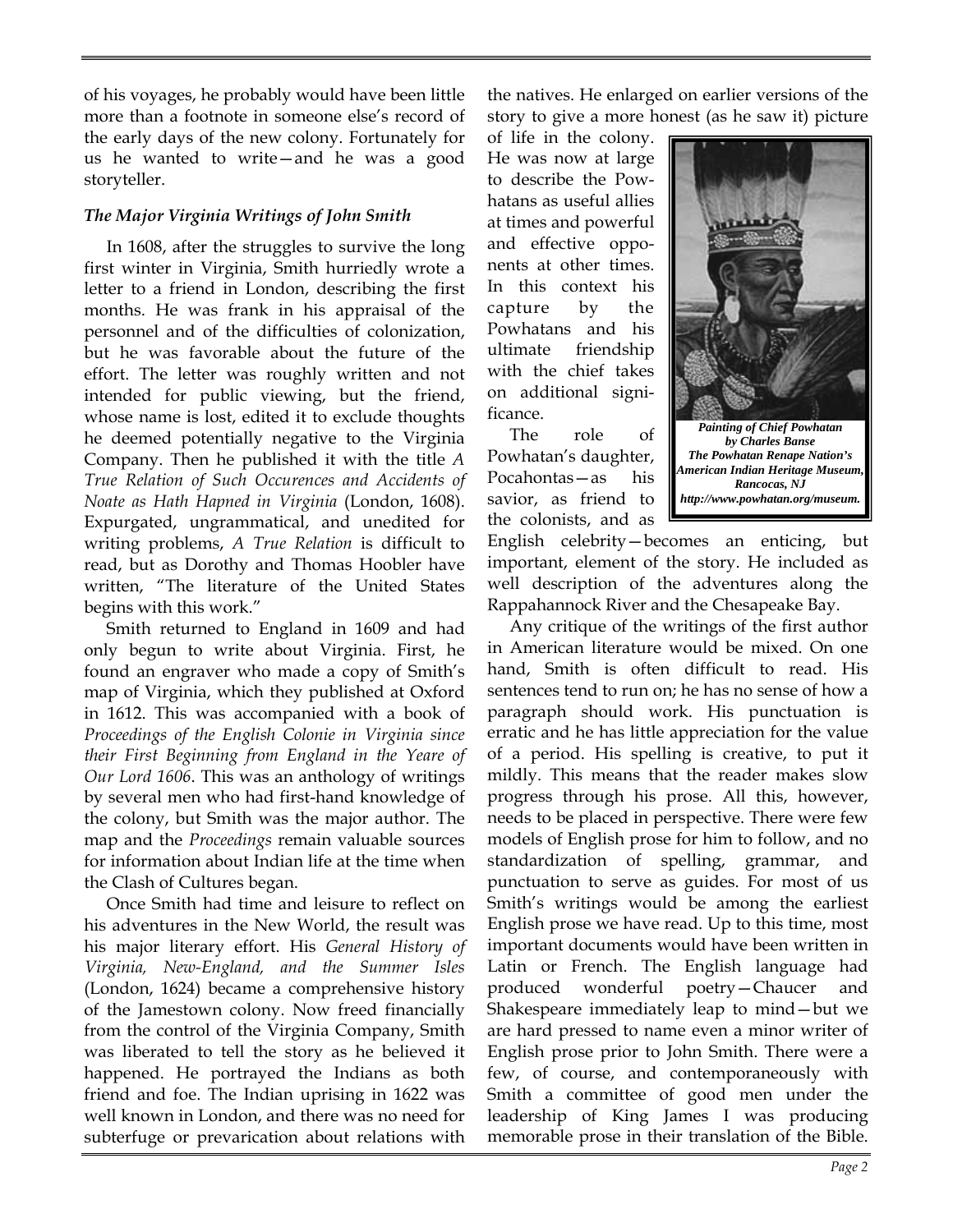of his voyages, he probably would have been little more than a footnote in someone else's record of the early days of the new colony. Fortunately for us he wanted to write—and he was a good storyteller.

### *The Major Virginia Writings of John Smith*

In 1608, after the struggles to survive the long first winter in Virginia, Smith hurriedly wrote a letter to a friend in London, describing the first months. He was frank in his appraisal of the personnel and of the difficulties of colonization, but he was favorable about the future of the effort. The letter was roughly written and not intended for public viewing, but the friend, whose name is lost, edited it to exclude thoughts he deemed potentially negative to the Virginia Company. Then he published it with the title *A True Relation of Such Occurences and Accidents of Noate as Hath Hapned in Virginia* (London, 1608). Expurgated, ungrammatical, and unedited for writing problems, *A True Relation* is difficult to read, but as Dorothy and Thomas Hoobler have written, "The literature of the United States begins with this work."

Smith returned to England in 1609 and had only begun to write about Virginia. First, he found an engraver who made a copy of Smith's map of Virginia, which they published at Oxford in 1612. This was accompanied with a book of *Proceedings of the English Colonie in Virginia since their First Beginning from England in the Yeare of Our Lord 1606*. This was an anthology of writings by several men who had first-hand knowledge of the colony, but Smith was the major author. The map and the *Proceedings* remain valuable sources for information about Indian life at the time when the Clash of Cultures began.

Once Smith had time and leisure to reflect on his adventures in the New World, the result was his major literary effort. His *General History of Virginia, New-England, and the Summer Isles* (London, 1624) became a comprehensive history of the Jamestown colony. Now freed financially from the control of the Virginia Company, Smith was liberated to tell the story as he believed it happened. He portrayed the Indians as both friend and foe. The Indian uprising in 1622 was well known in London, and there was no need for subterfuge or prevarication about relations with the natives. He enlarged on earlier versions of the story to give a more honest (as he saw it) picture of life in the colony. He was now at large to describe the Powhatans as useful allies at times and powerful and effective opponents at other times. In this context his capture by the Powhatans and his ultimate friendship with the chief takes on additional significance.

***Painting of Chief Powhatan by Charles Banse The Powhatan Renape Nation's American Indian Heritage Museum, Rancocas, NJ http://www.powhatan.org/museum.***

The role of Powhatan's daughter, Pocahontas—as his savior, as friend to the colonists, and as English celebrity—becomes an enticing, but important, element of the story. He included as well description of the adventures along the Rappahannock River and the Chesapeake Bay.

Any critique of the writings of the first author in American literature would be mixed. On one hand, Smith is often difficult to read. His sentences tend to run on; he has no sense of how a paragraph should work. His punctuation is erratic and he has little appreciation for the value of a period. His spelling is creative, to put it mildly. This means that the reader makes slow progress through his prose. All this, however, needs to be placed in perspective. There were few models of English prose for him to follow, and no standardization of spelling, grammar, and punctuation to serve as guides. For most of us Smith's writings would be among the earliest English prose we have read. Up to this time, most important documents would have been written in Latin or French. The English language had produced wonderful poetry—Chaucer and Shakespeare immediately leap to mind—but we are hard pressed to name even a minor writer of English prose prior to John Smith. There were a few, of course, and contemporaneously with Smith a committee of good men under the leadership of King James I was producing memorable prose in their translation of the Bible.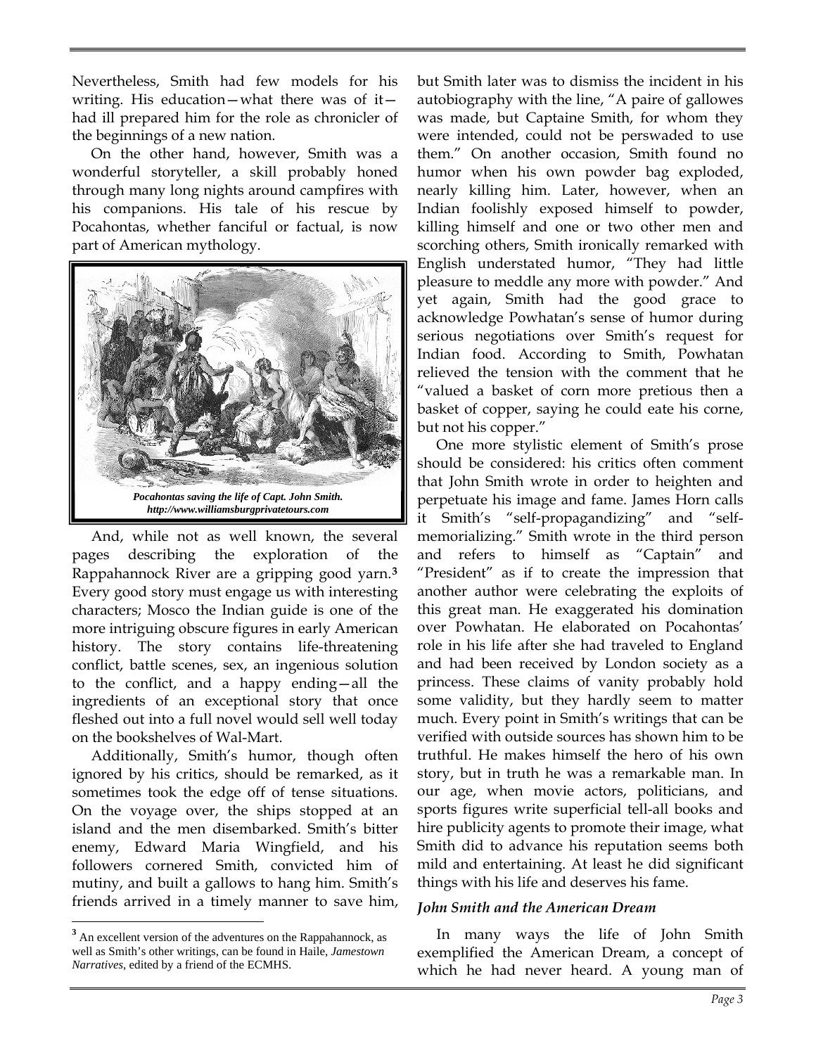Nevertheless, Smith had few models for his writing. His education—what there was of it—had ill prepared him for the role as chronicler of the beginnings of a new nation.

On the other hand, however, Smith was a wonderful storyteller, a skill probably honed through many long nights around campfires with his companions. His tale of his rescue by Pocahontas, whether fanciful or factual, is now part of American mythology.

***Pocahontas saving the life of Capt. John Smith.***
***http://www.williamsburgprivatetours.com***

And, while not as well known, the several pages describing the exploration of the Rappahannock River are a gripping good yarn.[3] Every good story must engage us with interesting characters; Mosco the Indian guide is one of the more intriguing obscure figures in early American history. The story contains life-threatening conflict, battle scenes, sex, an ingenious solution to the conflict, and a happy ending—all the ingredients of an exceptional story that once fleshed out into a full novel would sell well today on the bookshelves of Wal-Mart.

Additionally, Smith's humor, though often ignored by his critics, should be remarked, as it sometimes took the edge off of tense situations. On the voyage over, the ships stopped at an island and the men disembarked. Smith's bitter enemy, Edward Maria Wingfield, and his followers cornered Smith, convicted him of mutiny, and built a gallows to hang him. Smith's friends arrived in a timely manner to save him, but Smith later was to dismiss the incident in his autobiography with the line, "A paire of gallowes was made, but Captaine Smith, for whom they were intended, could not be perswaded to use them." On another occasion, Smith found no humor when his own powder bag exploded, nearly killing him. Later, however, when an Indian foolishly exposed himself to powder, killing himself and one or two other men and scorching others, Smith ironically remarked with English understated humor, "They had little pleasure to meddle any more with powder." And yet again, Smith had the good grace to acknowledge Powhatan's sense of humor during serious negotiations over Smith's request for Indian food. According to Smith, Powhatan relieved the tension with the comment that he "valued a basket of corn more pretious then a basket of copper, saying he could eate his corne, but not his copper."

One more stylistic element of Smith's prose should be considered: his critics often comment that John Smith wrote in order to heighten and perpetuate his image and fame. James Horn calls it Smith's "self-propagandizing" and "self-memorializing." Smith wrote in the third person and refers to himself as "Captain" and "President" as if to create the impression that another author were celebrating the exploits of this great man. He exaggerated his domination over Powhatan. He elaborated on Pocahontas' role in his life after she had traveled to England and had been received by London society as a princess. These claims of vanity probably hold some validity, but they hardly seem to matter much. Every point in Smith's writings that can be verified with outside sources has shown him to be truthful. He makes himself the hero of his own story, but in truth he was a remarkable man. In our age, when movie actors, politicians, and sports figures write superficial tell-all books and hire publicity agents to promote their image, what Smith did to advance his reputation seems both mild and entertaining. At least he did significant things with his life and deserves his fame.

### *John Smith and the American Dream*

In many ways the life of John Smith exemplified the American Dream, a concept of which he had never heard. A young man of

---

[3] An excellent version of the adventures on the Rappahannock, as well as Smith's other writings, can be found in Haile, *Jamestown Narratives*, edited by a friend of the ECMHS.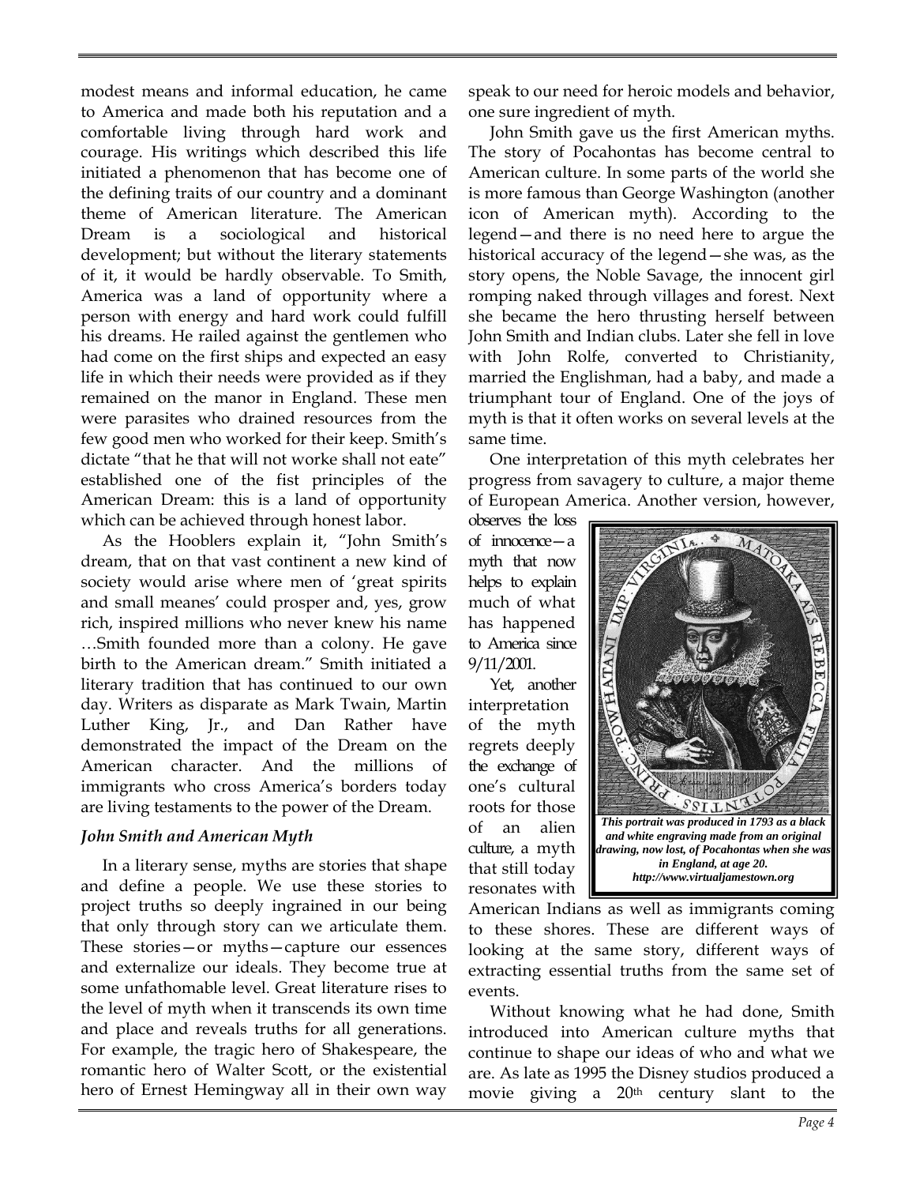modest means and informal education, he came to America and made both his reputation and a comfortable living through hard work and courage. His writings which described this life initiated a phenomenon that has become one of the defining traits of our country and a dominant theme of American literature. The American Dream is a sociological and historical development; but without the literary statements of it, it would be hardly observable. To Smith, America was a land of opportunity where a person with energy and hard work could fulfill his dreams. He railed against the gentlemen who had come on the first ships and expected an easy life in which their needs were provided as if they remained on the manor in England. These men were parasites who drained resources from the few good men who worked for their keep. Smith's dictate "that he that will not worke shall not eate" established one of the fist principles of the American Dream: this is a land of opportunity which can be achieved through honest labor.

As the Hooblers explain it, "John Smith's dream, that on that vast continent a new kind of society would arise where men of 'great spirits and small meanes' could prosper and, yes, grow rich, inspired millions who never knew his name …Smith founded more than a colony. He gave birth to the American dream." Smith initiated a literary tradition that has continued to our own day. Writers as disparate as Mark Twain, Martin Luther King, Jr., and Dan Rather have demonstrated the impact of the Dream on the American character. And the millions of immigrants who cross America's borders today are living testaments to the power of the Dream.

### *John Smith and American Myth*

In a literary sense, myths are stories that shape and define a people. We use these stories to project truths so deeply ingrained in our being that only through story can we articulate them. These stories—or myths—capture our essences and externalize our ideals. They become true at some unfathomable level. Great literature rises to the level of myth when it transcends its own time and place and reveals truths for all generations. For example, the tragic hero of Shakespeare, the romantic hero of Walter Scott, or the existential hero of Ernest Hemingway all in their own way speak to our need for heroic models and behavior, one sure ingredient of myth.

John Smith gave us the first American myths. The story of Pocahontas has become central to American culture. In some parts of the world she is more famous than George Washington (another icon of American myth). According to the legend—and there is no need here to argue the historical accuracy of the legend—she was, as the story opens, the Noble Savage, the innocent girl romping naked through villages and forest. Next she became the hero thrusting herself between John Smith and Indian clubs. Later she fell in love with John Rolfe, converted to Christianity, married the Englishman, had a baby, and made a triumphant tour of England. One of the joys of myth is that it often works on several levels at the same time.

One interpretation of this myth celebrates her progress from savagery to culture, a major theme of European America. Another version, however, observes the loss of innocence—a myth that now helps to explain much of what has happened to America since 9/11/2001.

Yet, another interpretation of the myth regrets deeply the exchange of one's cultural roots for those of an alien culture, a myth that still today resonates with American Indians as well as immigrants coming to these shores. These are different ways of looking at the same story, different ways of extracting essential truths from the same set of events.

***This portrait was produced in 1793 as a black and white engraving made from an original drawing, now lost, of Pocahontas when she was in England, at age 20. http://www.virtualjamestown.org***

Without knowing what he had done, Smith introduced into American culture myths that continue to shape our ideas of who and what we are. As late as 1995 the Disney studios produced a movie giving a 20th century slant to the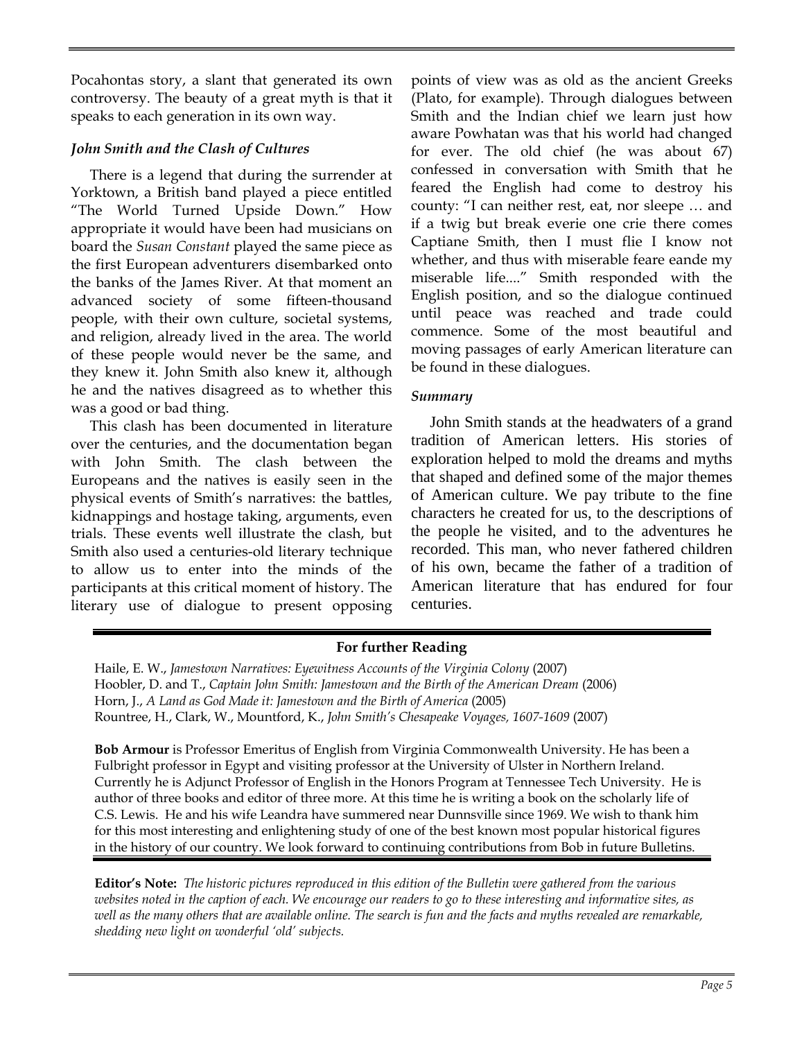Pocahontas story, a slant that generated its own controversy. The beauty of a great myth is that it speaks to each generation in its own way.

### *John Smith and the Clash of Cultures*

There is a legend that during the surrender at Yorktown, a British band played a piece entitled "The World Turned Upside Down." How appropriate it would have been had musicians on board the *Susan Constant* played the same piece as the first European adventurers disembarked onto the banks of the James River. At that moment an advanced society of some fifteen-thousand people, with their own culture, societal systems, and religion, already lived in the area. The world of these people would never be the same, and they knew it. John Smith also knew it, although he and the natives disagreed as to whether this was a good or bad thing.

This clash has been documented in literature over the centuries, and the documentation began with John Smith. The clash between the Europeans and the natives is easily seen in the physical events of Smith's narratives: the battles, kidnappings and hostage taking, arguments, even trials. These events well illustrate the clash, but Smith also used a centuries-old literary technique to allow us to enter into the minds of the participants at this critical moment of history. The literary use of dialogue to present opposing points of view was as old as the ancient Greeks (Plato, for example). Through dialogues between Smith and the Indian chief we learn just how aware Powhatan was that his world had changed for ever. The old chief (he was about 67) confessed in conversation with Smith that he feared the English had come to destroy his county: "I can neither rest, eat, nor sleepe … and if a twig but break everie one crie there comes Captiane Smith, then I must flie I know not whether, and thus with miserable feare eande my miserable life...." Smith responded with the English position, and so the dialogue continued until peace was reached and trade could commence. Some of the most beautiful and moving passages of early American literature can be found in these dialogues.

### *Summary*

John Smith stands at the headwaters of a grand tradition of American letters. His stories of exploration helped to mold the dreams and myths that shaped and defined some of the major themes of American culture. We pay tribute to the fine characters he created for us, to the descriptions of the people he visited, and to the adventures he recorded. This man, who never fathered children of his own, became the father of a tradition of American literature that has endured for four centuries.

---

**For further Reading**

Haile, E. W., *Jamestown Narratives: Eyewitness Accounts of the Virginia Colony* (2007)
Hoobler, D. and T., *Captain John Smith: Jamestown and the Birth of the American Dream* (2006)
Horn, J., *A Land as God Made it: Jamestown and the Birth of America* (2005)
Rountree, H., Clark, W., Mountford, K., *John Smith's Chesapeake Voyages, 1607-1609* (2007)

**Bob Armour** is Professor Emeritus of English from Virginia Commonwealth University. He has been a Fulbright professor in Egypt and visiting professor at the University of Ulster in Northern Ireland. Currently he is Adjunct Professor of English in the Honors Program at Tennessee Tech University. He is author of three books and editor of three more. At this time he is writing a book on the scholarly life of C.S. Lewis. He and his wife Leandra have summered near Dunnsville since 1969. We wish to thank him for this most interesting and enlightening study of one of the best known most popular historical figures in the history of our country. We look forward to continuing contributions from Bob in future Bulletins.

---

**Editor's Note:** *The historic pictures reproduced in this edition of the Bulletin were gathered from the various websites noted in the caption of each. We encourage our readers to go to these interesting and informative sites, as well as the many others that are available online. The search is fun and the facts and myths revealed are remarkable, shedding new light on wonderful 'old' subjects.*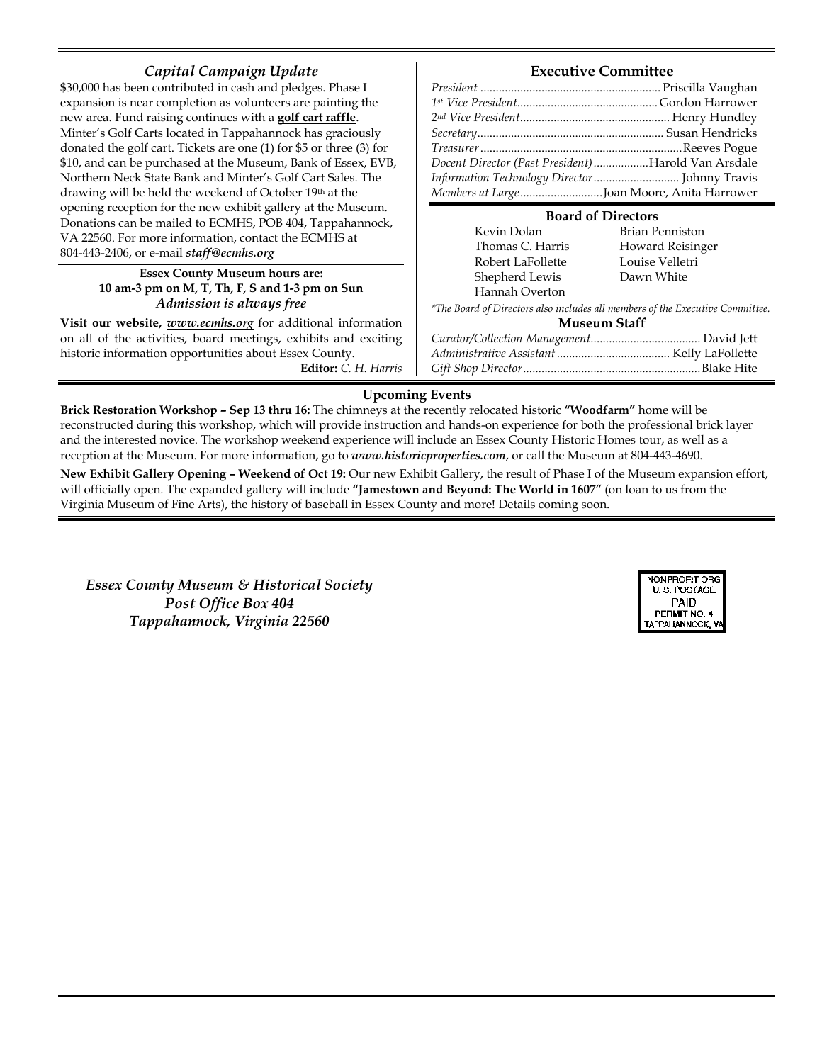## *Capital Campaign Update*

$30,000 has been contributed in cash and pledges. Phase I expansion is near completion as volunteers are painting the new area. Fund raising continues with a **golf cart raffle**. Minter's Golf Carts located in Tappahannock has graciously donated the golf cart. Tickets are one (1) for $5 or three (3) for $10, and can be purchased at the Museum, Bank of Essex, EVB, Northern Neck State Bank and Minter's Golf Cart Sales. The drawing will be held the weekend of October 19th at the opening reception for the new exhibit gallery at the Museum. Donations can be mailed to ECMHS, POB 404, Tappahannock, VA 22560. For more information, contact the ECMHS at 804-443-2406, or e-mail ***staff@ecmhs.org***

**Essex County Museum hours are:**
**10 am-3 pm on M, T, Th, F, S and 1-3 pm on Sun**
***Admission is always free***

**Visit our website, *www.ecmhs.org*** for additional information on all of the activities, board meetings, exhibits and exciting historic information opportunities about Essex County.

**Editor:** *C. H. Harris*

## Executive Committee

*President* .......... Priscilla Vaughan
*1st Vice President* .......... Gordon Harrower
*2nd Vice President* .......... Henry Hundley
*Secretary* .......... Susan Hendricks
*Treasurer* .......... Reeves Pogue
*Docent Director (Past President)* .......... Harold Van Arsdale
*Information Technology Director* .......... Johnny Travis
*Members at Large* .......... Joan Moore, Anita Harrower

### Board of Directors

| | |
|---|---|
| Kevin Dolan | Brian Penniston |
| Thomas C. Harris | Howard Reisinger |
| Robert LaFollette | Louise Velletri |
| Shepherd Lewis | Dawn White |
| Hannah Overton | |

*\*The Board of Directors also includes all members of the Executive Committee.*

### Museum Staff

*Curator/Collection Management* .......... David Jett
*Administrative Assistant* .......... Kelly LaFollette
*Gift Shop Director* .......... Blake Hite

## Upcoming Events

**Brick Restoration Workshop – Sep 13 thru 16:** The chimneys at the recently relocated historic **"Woodfarm"** home will be reconstructed during this workshop, which will provide instruction and hands-on experience for both the professional brick layer and the interested novice. The workshop weekend experience will include an Essex County Historic Homes tour, as well as a reception at the Museum. For more information, go to ***www.historicproperties.com***, or call the Museum at 804-443-4690.

**New Exhibit Gallery Opening – Weekend of Oct 19:** Our new Exhibit Gallery, the result of Phase I of the Museum expansion effort, will officially open. The expanded gallery will include **"Jamestown and Beyond: The World in 1607"** (on loan to us from the Virginia Museum of Fine Arts), the history of baseball in Essex County and more! Details coming soon.

***Essex County Museum & Historical Society***
***Post Office Box 404***
***Tappahannock, Virginia 22560***

NONPROFIT ORG
U. S. POSTAGE
PAID
PERMIT NO. 4
TAPPAHANNOCK, VA